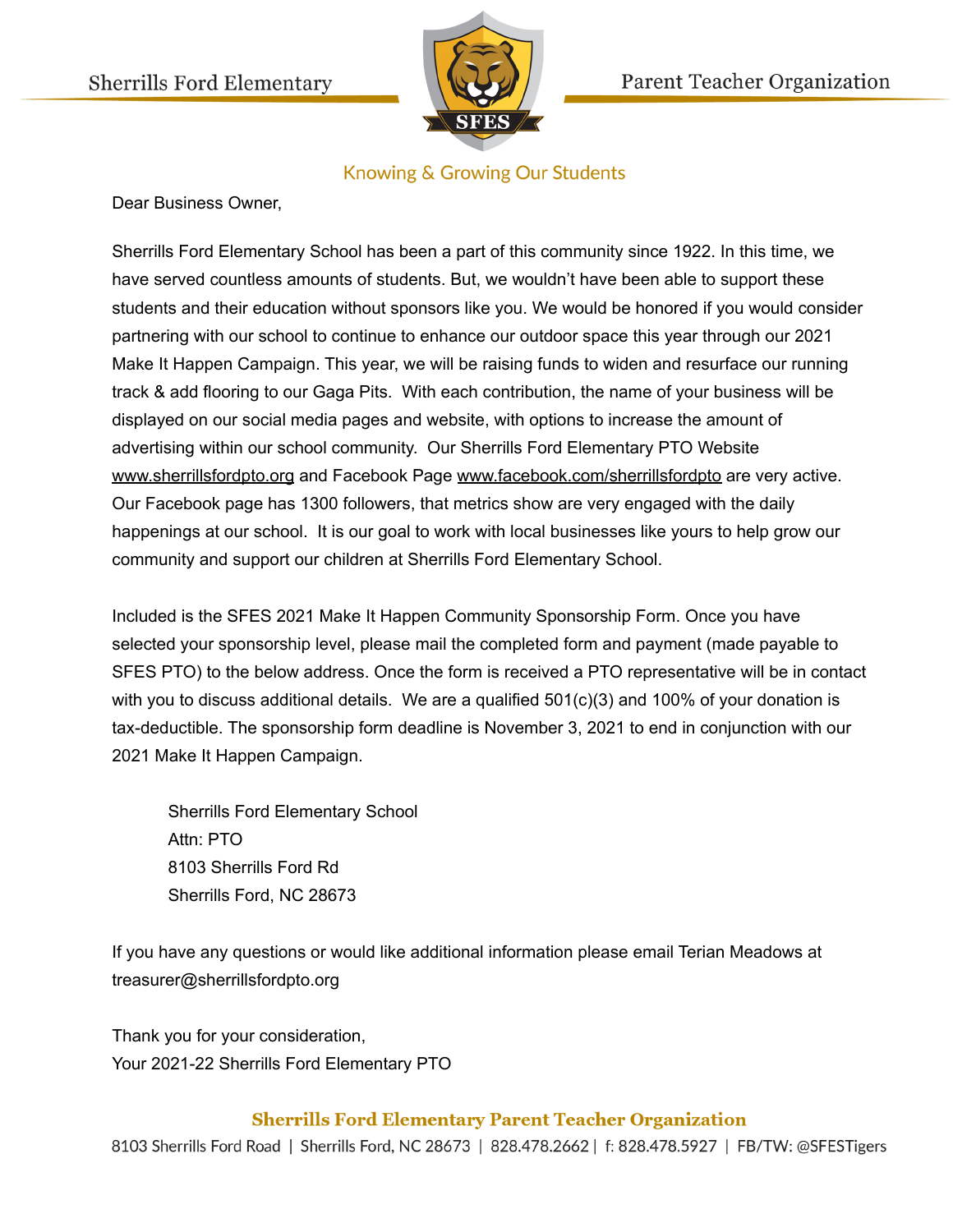Sherrills Ford Elementary | Parent Teacher Organization

SFES

Knowing & Growing Our Students

Dear Business Owner,

Sherrills Ford Elementary School has been a part of this community since 1922. In this time, we have served countless amounts of students. But, we wouldn't have been able to support these students and their education without sponsors like you. We would be honored if you would consider partnering with our school to continue to enhance our outdoor space this year through our 2021 Make It Happen Campaign. This year, we will be raising funds to widen and resurface our running track & add flooring to our Gaga Pits. With each contribution, the name of your business will be displayed on our social media pages and website, with options to increase the amount of advertising within our school community. Our Sherrills Ford Elementary PTO Website www.sherrillsfordpto.org and Facebook Page www.facebook.com/sherrillsfordpto are very active. Our Facebook page has 1300 followers, that metrics show are very engaged with the daily happenings at our school. It is our goal to work with local businesses like yours to help grow our community and support our children at Sherrills Ford Elementary School.

Included is the SFES 2021 Make It Happen Community Sponsorship Form. Once you have selected your sponsorship level, please mail the completed form and payment (made payable to SFES PTO) to the below address. Once the form is received a PTO representative will be in contact with you to discuss additional details. We are a qualified 501(c)(3) and 100% of your donation is tax-deductible. The sponsorship form deadline is November 3, 2021 to end in conjunction with our 2021 Make It Happen Campaign.

Sherrills Ford Elementary School
Attn: PTO
8103 Sherrills Ford Rd
Sherrills Ford, NC 28673

If you have any questions or would like additional information please email Terian Meadows at treasurer@sherrillsfordpto.org

Thank you for your consideration,
Your 2021-22 Sherrills Ford Elementary PTO

**Sherrills Ford Elementary Parent Teacher Organization**

8103 Sherrills Ford Road | Sherrills Ford, NC 28673 | 828.478.2662 | f: 828.478.5927 | FB/TW: @SFESTigers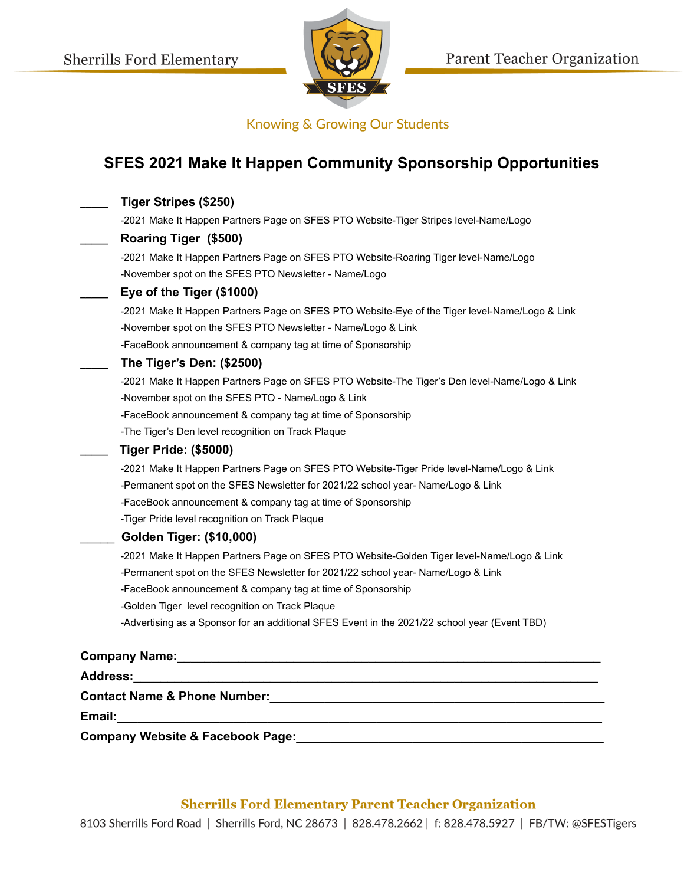Sherrills Ford Elementary — Parent Teacher Organization

Knowing & Growing Our Students

## SFES 2021 Make It Happen Community Sponsorship Opportunities

____ **Tiger Stripes ($250)**

-2021 Make It Happen Partners Page on SFES PTO Website-Tiger Stripes level-Name/Logo

____ **Roaring Tiger ($500)**

-2021 Make It Happen Partners Page on SFES PTO Website-Roaring Tiger level-Name/Logo
-November spot on the SFES PTO Newsletter - Name/Logo

____ **Eye of the Tiger ($1000)**

-2021 Make It Happen Partners Page on SFES PTO Website-Eye of the Tiger level-Name/Logo & Link
-November spot on the SFES PTO Newsletter - Name/Logo & Link
-FaceBook announcement & company tag at time of Sponsorship

____ **The Tiger's Den: ($2500)**

-2021 Make It Happen Partners Page on SFES PTO Website-The Tiger's Den level-Name/Logo & Link
-November spot on the SFES PTO - Name/Logo & Link
-FaceBook announcement & company tag at time of Sponsorship
-The Tiger's Den level recognition on Track Plaque

____ **Tiger Pride: ($5000)**

-2021 Make It Happen Partners Page on SFES PTO Website-Tiger Pride level-Name/Logo & Link
-Permanent spot on the SFES Newsletter for 2021/22 school year- Name/Logo & Link
-FaceBook announcement & company tag at time of Sponsorship
-Tiger Pride level recognition on Track Plaque

_____ **Golden Tiger: ($10,000)**

-2021 Make It Happen Partners Page on SFES PTO Website-Golden Tiger level-Name/Logo & Link
-Permanent spot on the SFES Newsletter for 2021/22 school year- Name/Logo & Link
-FaceBook announcement & company tag at time of Sponsorship
-Golden Tiger level recognition on Track Plaque
-Advertising as a Sponsor for an additional SFES Event in the 2021/22 school year (Event TBD)

**Company Name:**_______________________________________________

**Address:**_______________________________________________

**Contact Name & Phone Number:**_______________________________________________

**Email:**_______________________________________________

**Company Website & Facebook Page:**_______________________________________________

**Sherrills Ford Elementary Parent Teacher Organization**

8103 Sherrills Ford Road | Sherrills Ford, NC 28673 | 828.478.2662 | f: 828.478.5927 | FB/TW: @SFESTigers